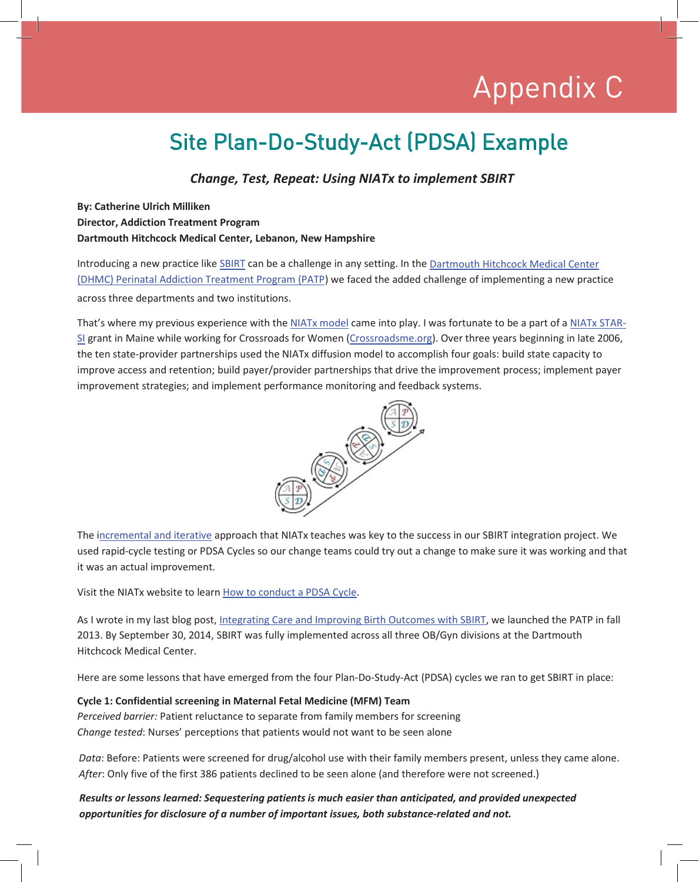# Appendix C

## Site Plan-Do-Study-Act (PDSA) Example

***Change, Test, Repeat: Using NIATx to implement SBIRT***

**By: Catherine Ulrich Milliken**
**Director, Addiction Treatment Program**
**Dartmouth Hitchcock Medical Center, Lebanon, New Hampshire**

Introducing a new practice like SBIRT can be a challenge in any setting. In the Dartmouth Hitchcock Medical Center (DHMC) Perinatal Addiction Treatment Program (PATP) we faced the added challenge of implementing a new practice across three departments and two institutions.

That's where my previous experience with the NIATx model came into play. I was fortunate to be a part of a NIATx STAR-SI grant in Maine while working for Crossroads for Women (Crossroadsme.org). Over three years beginning in late 2006, the ten state-provider partnerships used the NIATx diffusion model to accomplish four goals: build state capacity to improve access and retention; build payer/provider partnerships that drive the improvement process; implement payer improvement strategies; and implement performance monitoring and feedback systems.

The incremental and iterative approach that NIATx teaches was key to the success in our SBIRT integration project. We used rapid-cycle testing or PDSA Cycles so our change teams could try out a change to make sure it was working and that it was an actual improvement.

Visit the NIATx website to learn How to conduct a PDSA Cycle.

As I wrote in my last blog post, Integrating Care and Improving Birth Outcomes with SBIRT, we launched the PATP in fall 2013. By September 30, 2014, SBIRT was fully implemented across all three OB/Gyn divisions at the Dartmouth Hitchcock Medical Center.

Here are some lessons that have emerged from the four Plan-Do-Study-Act (PDSA) cycles we ran to get SBIRT in place:

**Cycle 1: Confidential screening in Maternal Fetal Medicine (MFM) Team**
*Perceived barrier:* Patient reluctance to separate from family members for screening
*Change tested*: Nurses' perceptions that patients would not want to be seen alone

*Data*: Before: Patients were screened for drug/alcohol use with their family members present, unless they came alone.
*After*: Only five of the first 386 patients declined to be seen alone (and therefore were not screened.)

***Results or lessons learned: Sequestering patients is much easier than anticipated, and provided unexpected opportunities for disclosure of a number of important issues, both substance-related and not.***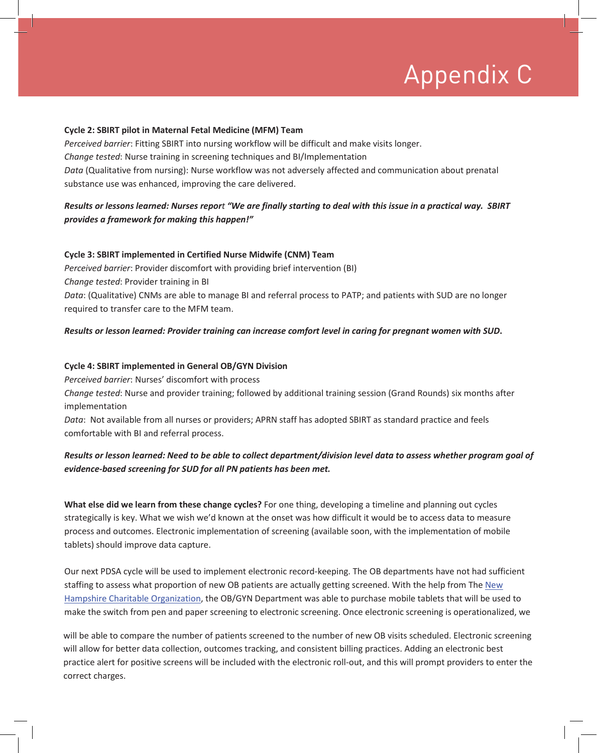# Appendix C

**Cycle 2: SBIRT pilot in Maternal Fetal Medicine (MFM) Team**

*Perceived barrier*: Fitting SBIRT into nursing workflow will be difficult and make visits longer.

*Change tested*: Nurse training in screening techniques and BI/Implementation

*Data* (Qualitative from nursing): Nurse workflow was not adversely affected and communication about prenatal substance use was enhanced, improving the care delivered.

***Results or lessons learned: Nurses report "We are finally starting to deal with this issue in a practical way. SBIRT provides a framework for making this happen!"***

**Cycle 3: SBIRT implemented in Certified Nurse Midwife (CNM) Team**

*Perceived barrier*: Provider discomfort with providing brief intervention (BI)

*Change tested*: Provider training in BI

*Data*: (Qualitative) CNMs are able to manage BI and referral process to PATP; and patients with SUD are no longer required to transfer care to the MFM team.

***Results or lesson learned: Provider training can increase comfort level in caring for pregnant women with SUD.***

**Cycle 4: SBIRT implemented in General OB/GYN Division**

*Perceived barrier*: Nurses' discomfort with process

*Change tested*: Nurse and provider training; followed by additional training session (Grand Rounds) six months after implementation

*Data*: Not available from all nurses or providers; APRN staff has adopted SBIRT as standard practice and feels comfortable with BI and referral process.

***Results or lesson learned: Need to be able to collect department/division level data to assess whether program goal of evidence-based screening for SUD for all PN patients has been met.***

**What else did we learn from these change cycles?** For one thing, developing a timeline and planning out cycles strategically is key. What we wish we'd known at the onset was how difficult it would be to access data to measure process and outcomes. Electronic implementation of screening (available soon, with the implementation of mobile tablets) should improve data capture.

Our next PDSA cycle will be used to implement electronic record-keeping. The OB departments have not had sufficient staffing to assess what proportion of new OB patients are actually getting screened. With the help from The New Hampshire Charitable Organization, the OB/GYN Department was able to purchase mobile tablets that will be used to make the switch from pen and paper screening to electronic screening. Once electronic screening is operationalized, we will be able to compare the number of patients screened to the number of new OB visits scheduled. Electronic screening will allow for better data collection, outcomes tracking, and consistent billing practices. Adding an electronic best practice alert for positive screens will be included with the electronic roll-out, and this will prompt providers to enter the correct charges.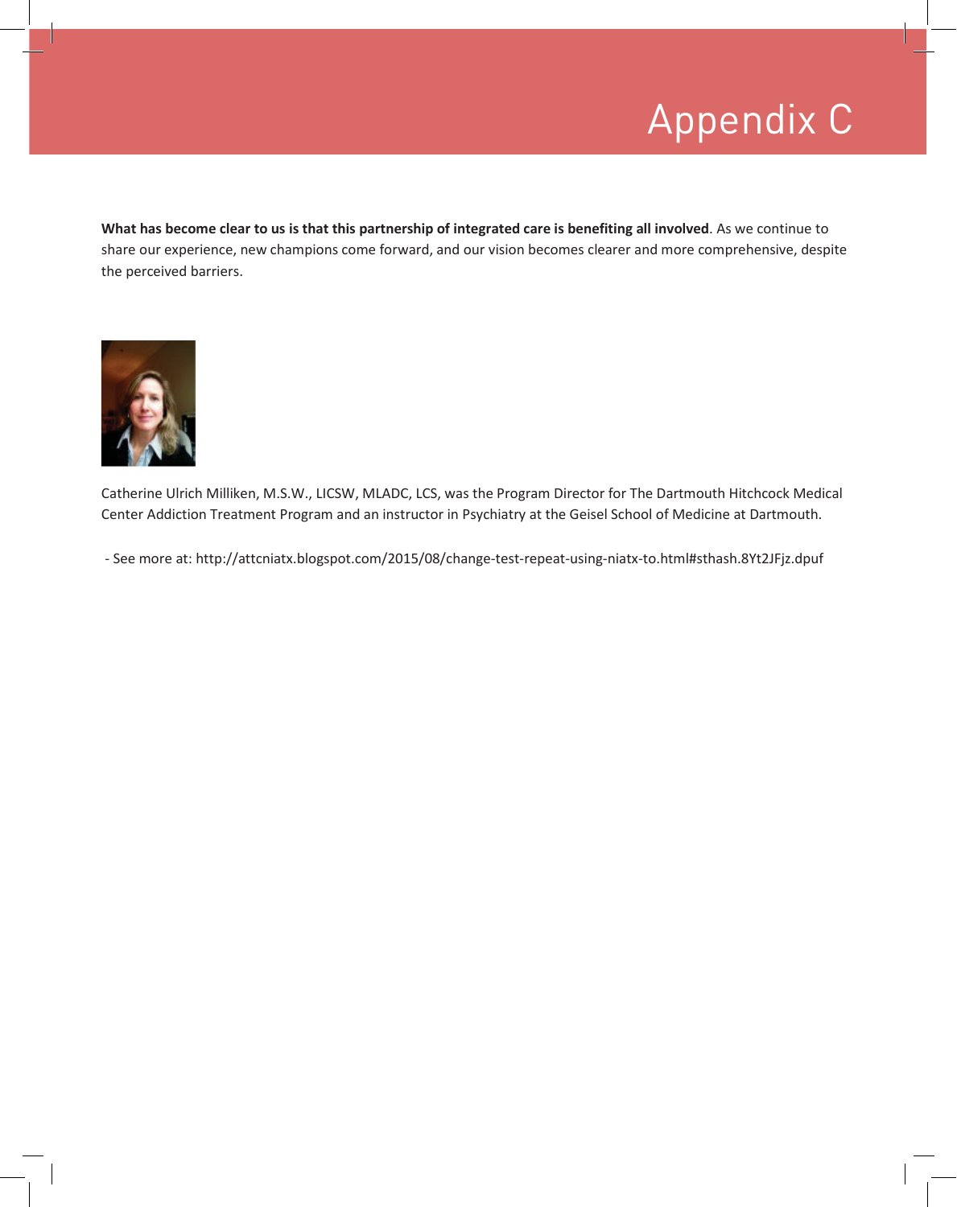# Appendix C

**What has become clear to us is that this partnership of integrated care is benefiting all involved**. As we continue to share our experience, new champions come forward, and our vision becomes clearer and more comprehensive, despite the perceived barriers.

Catherine Ulrich Milliken, M.S.W., LICSW, MLADC, LCS, was the Program Director for The Dartmouth Hitchcock Medical Center Addiction Treatment Program and an instructor in Psychiatry at the Geisel School of Medicine at Dartmouth.

- See more at: http://attcniatx.blogspot.com/2015/08/change-test-repeat-using-niatx-to.html#sthash.8Yt2JFjz.dpuf